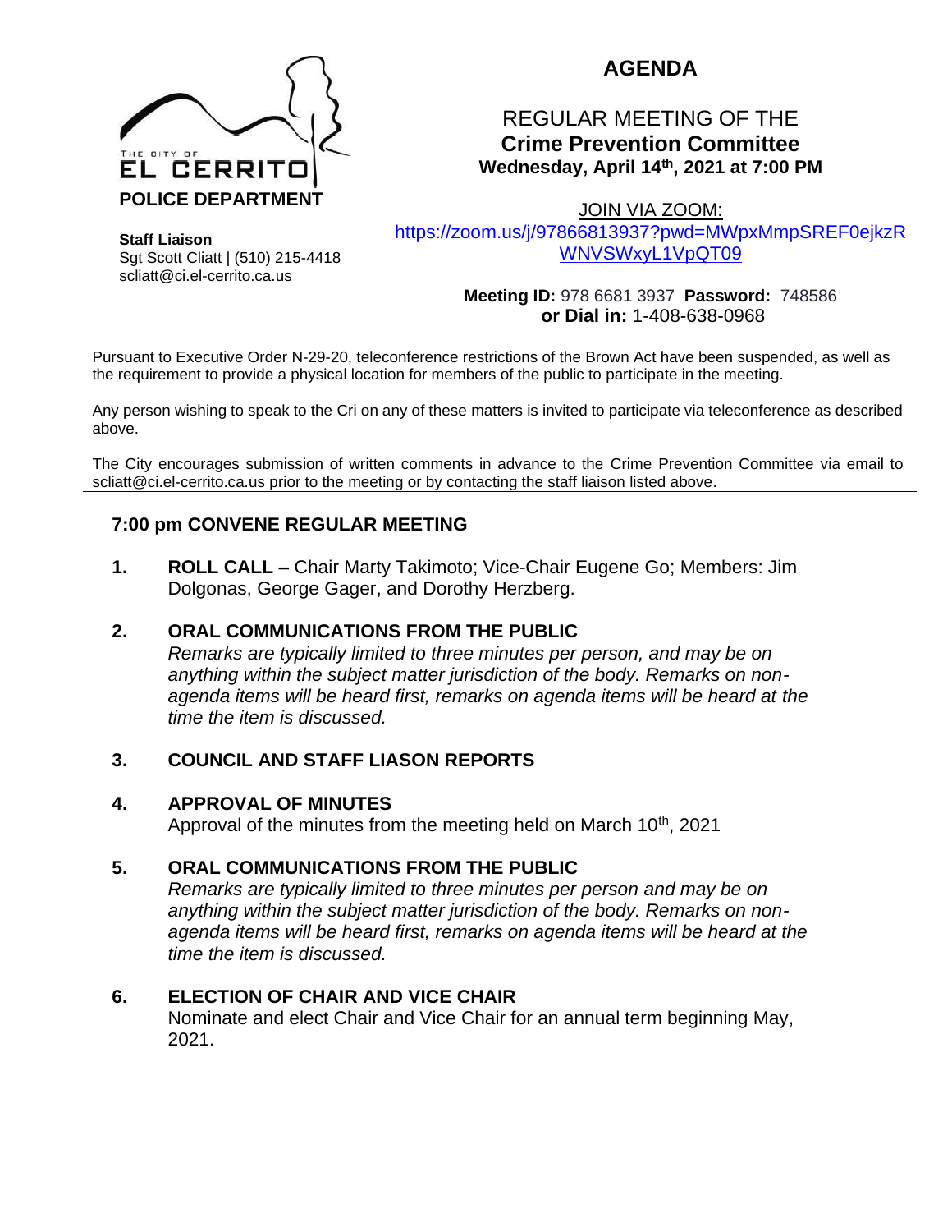THE CITY OF EL CERRITO
**POLICE DEPARTMENT**

**Staff Liaison**
Sgt Scott Cliatt | (510) 215-4418
scliatt@ci.el-cerrito.ca.us

# AGENDA

## REGULAR MEETING OF THE **Crime Prevention Committee**

**Wednesday, April 14th, 2021 at 7:00 PM**

JOIN VIA ZOOM:
https://zoom.us/j/97866813937?pwd=MWpxMmpSREF0ejkzRWNVSWxyL1VpQT09

**Meeting ID:** 978 6681 3937 **Password:** 748586
**or Dial in:** 1-408-638-0968

Pursuant to Executive Order N-29-20, teleconference restrictions of the Brown Act have been suspended, as well as the requirement to provide a physical location for members of the public to participate in the meeting.

Any person wishing to speak to the Cri on any of these matters is invited to participate via teleconference as described above.

The City encourages submission of written comments in advance to the Crime Prevention Committee via email to scliatt@ci.el-cerrito.ca.us prior to the meeting or by contacting the staff liaison listed above.

---

### 7:00 pm CONVENE REGULAR MEETING

**1. ROLL CALL –** Chair Marty Takimoto; Vice-Chair Eugene Go; Members: Jim Dolgonas, George Gager, and Dorothy Herzberg.

**2. ORAL COMMUNICATIONS FROM THE PUBLIC**
*Remarks are typically limited to three minutes per person, and may be on anything within the subject matter jurisdiction of the body. Remarks on non-agenda items will be heard first, remarks on agenda items will be heard at the time the item is discussed.*

**3. COUNCIL AND STAFF LIASON REPORTS**

**4. APPROVAL OF MINUTES**
Approval of the minutes from the meeting held on March 10th, 2021

**5. ORAL COMMUNICATIONS FROM THE PUBLIC**
*Remarks are typically limited to three minutes per person and may be on anything within the subject matter jurisdiction of the body. Remarks on non-agenda items will be heard first, remarks on agenda items will be heard at the time the item is discussed.*

**6. ELECTION OF CHAIR AND VICE CHAIR**
Nominate and elect Chair and Vice Chair for an annual term beginning May, 2021.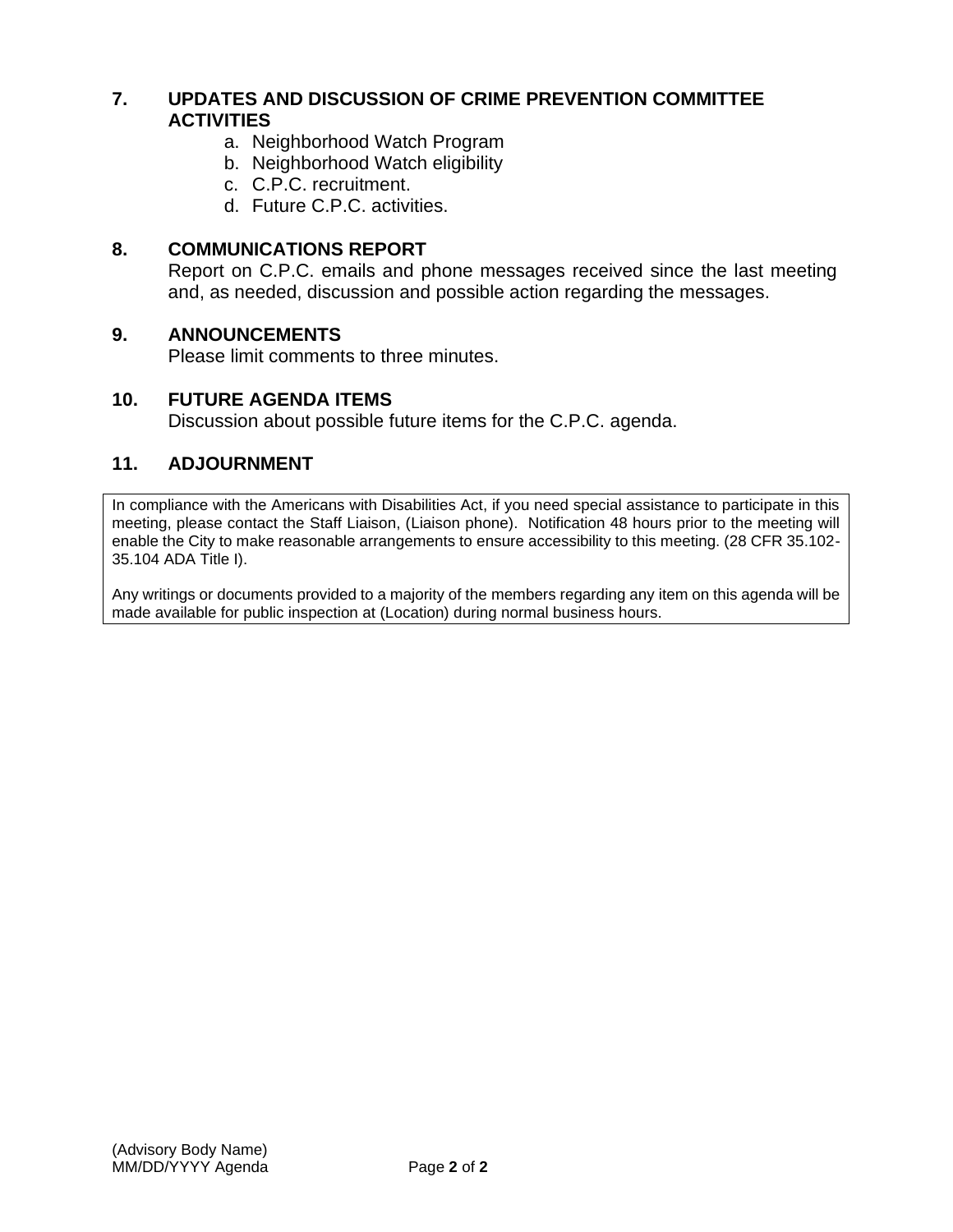7. **UPDATES AND DISCUSSION OF CRIME PREVENTION COMMITTEE ACTIVITIES**
   a. Neighborhood Watch Program
   b. Neighborhood Watch eligibility
   c. C.P.C. recruitment.
   d. Future C.P.C. activities.

8. **COMMUNICATIONS REPORT**
   Report on C.P.C. emails and phone messages received since the last meeting and, as needed, discussion and possible action regarding the messages.

9. **ANNOUNCEMENTS**
   Please limit comments to three minutes.

10. **FUTURE AGENDA ITEMS**
    Discussion about possible future items for the C.P.C. agenda.

11. **ADJOURNMENT**

In compliance with the Americans with Disabilities Act, if you need special assistance to participate in this meeting, please contact the Staff Liaison, (Liaison phone). Notification 48 hours prior to the meeting will enable the City to make reasonable arrangements to ensure accessibility to this meeting. (28 CFR 35.102-35.104 ADA Title I).

Any writings or documents provided to a majority of the members regarding any item on this agenda will be made available for public inspection at (Location) during normal business hours.